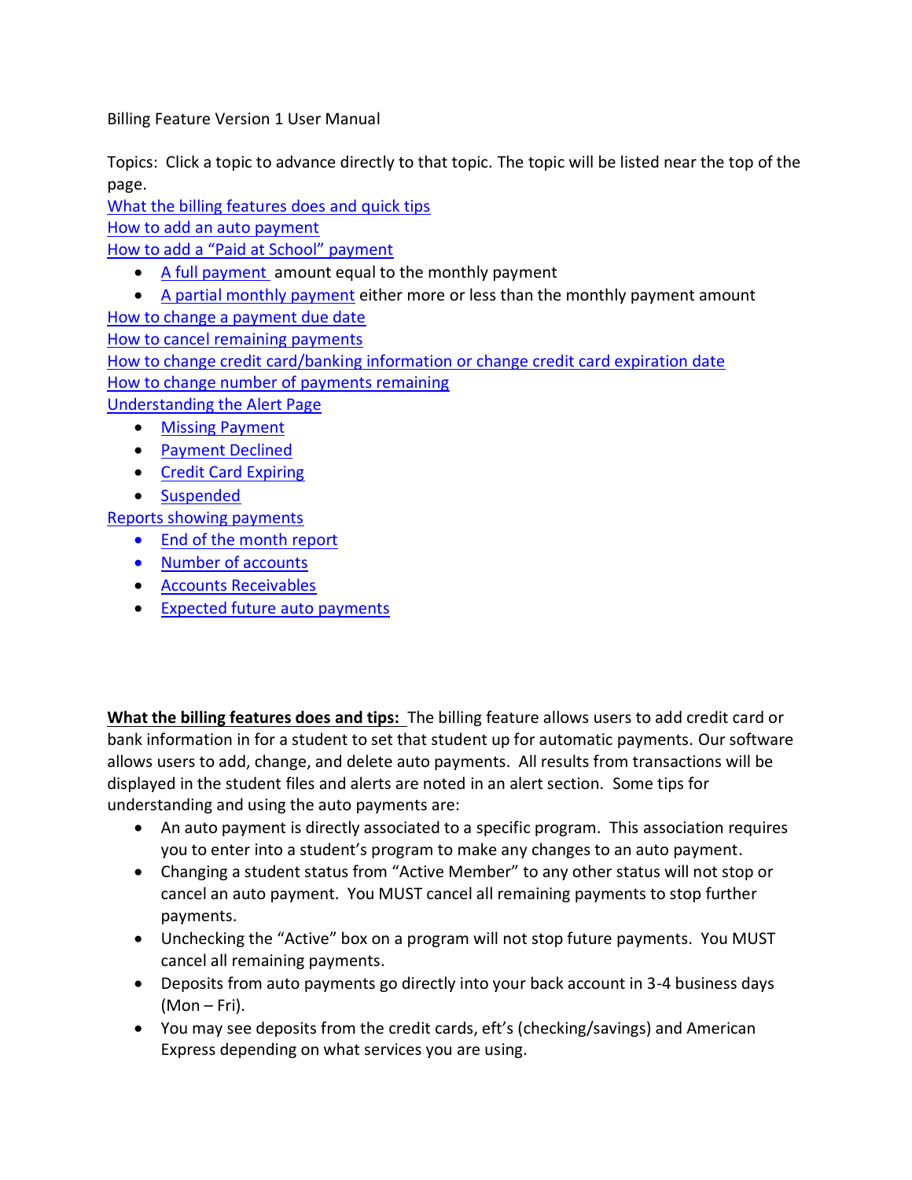# Billing Feature Version 1 User Manual

Topics: Click a topic to advance directly to that topic. The topic will be listed near the top of the page.

What the billing features does and quick tips

How to add an auto payment

How to add a "Paid at School" payment

- A full payment amount equal to the monthly payment
- A partial monthly payment either more or less than the monthly payment amount

How to change a payment due date

How to cancel remaining payments

How to change credit card/banking information or change credit card expiration date

How to change number of payments remaining

Understanding the Alert Page

- Missing Payment
- Payment Declined
- Credit Card Expiring
- Suspended

Reports showing payments

- End of the month report
- Number of accounts
- Accounts Receivables
- Expected future auto payments

**What the billing features does and tips:** The billing feature allows users to add credit card or bank information in for a student to set that student up for automatic payments. Our software allows users to add, change, and delete auto payments. All results from transactions will be displayed in the student files and alerts are noted in an alert section. Some tips for understanding and using the auto payments are:

- An auto payment is directly associated to a specific program. This association requires you to enter into a student's program to make any changes to an auto payment.
- Changing a student status from "Active Member" to any other status will not stop or cancel an auto payment. You MUST cancel all remaining payments to stop further payments.
- Unchecking the "Active" box on a program will not stop future payments. You MUST cancel all remaining payments.
- Deposits from auto payments go directly into your back account in 3-4 business days (Mon – Fri).
- You may see deposits from the credit cards, eft's (checking/savings) and American Express depending on what services you are using.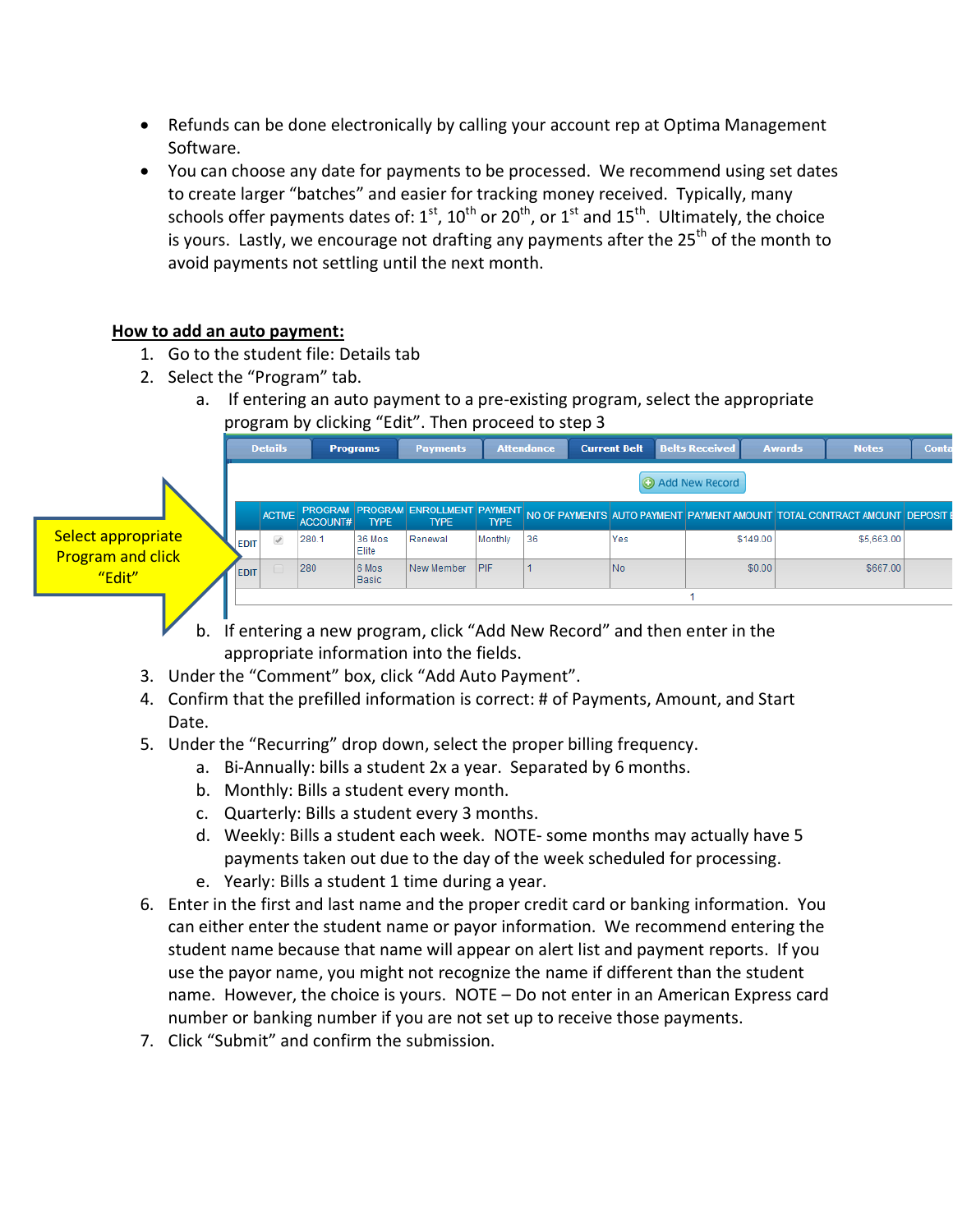- Refunds can be done electronically by calling your account rep at Optima Management Software.
- You can choose any date for payments to be processed. We recommend using set dates to create larger "batches" and easier for tracking money received. Typically, many schools offer payments dates of: 1st, 10th or 20th, or 1st and 15th. Ultimately, the choice is yours. Lastly, we encourage not drafting any payments after the 25th of the month to avoid payments not settling until the next month.

**How to add an auto payment:**

1. Go to the student file: Details tab
2. Select the "Program" tab.
   a. If entering an auto payment to a pre-existing program, select the appropriate program by clicking "Edit". Then proceed to step 3

Select appropriate Program and click "Edit"

| | ACTIVE | PROGRAM ACCOUNT# | PROGRAM TYPE | ENROLLMENT TYPE | PAYMENT TYPE | NO OF PAYMENTS | AUTO PAYMENT | PAYMENT AMOUNT | TOTAL CONTRACT AMOUNT | DEPOSIT |
|---|---|---|---|---|---|---|---|---|---|---|
| EDIT | ✓ | 280.1 | 36 Mos Elite | Renewal | Monthly | 36 | Yes | $149.00 | $5,663.00 | |
| EDIT | | 280 | 6 Mos Basic | New Member | PIF | 1 | No | $0.00 | $667.00 | |

   b. If entering a new program, click "Add New Record" and then enter in the appropriate information into the fields.
3. Under the "Comment" box, click "Add Auto Payment".
4. Confirm that the prefilled information is correct: # of Payments, Amount, and Start Date.
5. Under the "Recurring" drop down, select the proper billing frequency.
   a. Bi-Annually: bills a student 2x a year. Separated by 6 months.
   b. Monthly: Bills a student every month.
   c. Quarterly: Bills a student every 3 months.
   d. Weekly: Bills a student each week. NOTE- some months may actually have 5 payments taken out due to the day of the week scheduled for processing.
   e. Yearly: Bills a student 1 time during a year.
6. Enter in the first and last name and the proper credit card or banking information. You can either enter the student name or payor information. We recommend entering the student name because that name will appear on alert list and payment reports. If you use the payor name, you might not recognize the name if different than the student name. However, the choice is yours. NOTE – Do not enter in an American Express card number or banking number if you are not set up to receive those payments.
7. Click "Submit" and confirm the submission.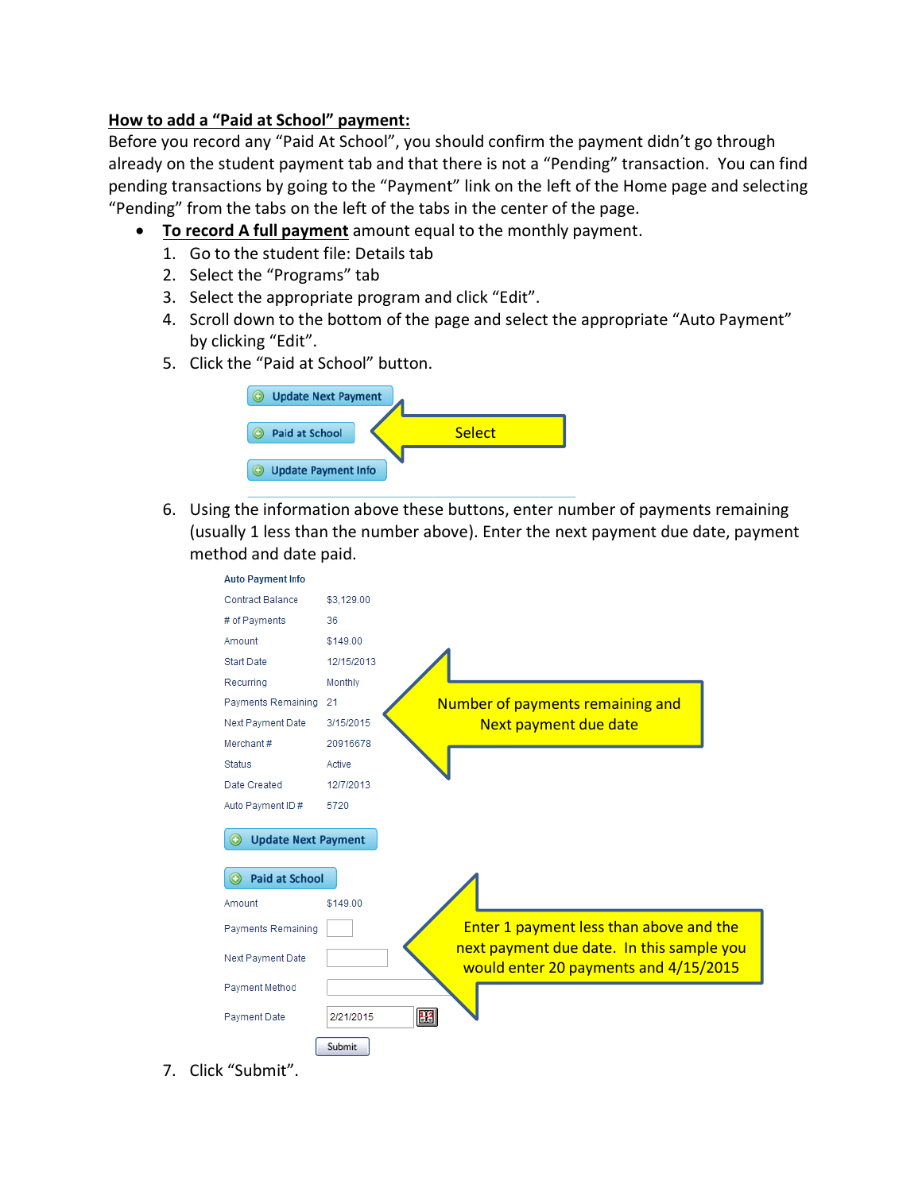**<u>How to add a "Paid at School" payment:</u>**

Before you record any "Paid At School", you should confirm the payment didn't go through already on the student payment tab and that there is not a "Pending" transaction. You can find pending transactions by going to the "Payment" link on the left of the Home page and selecting "Pending" from the tabs on the left of the tabs in the center of the page.

- **<u>To record A full payment</u>** amount equal to the monthly payment.
  1. Go to the student file: Details tab
  2. Select the "Programs" tab
  3. Select the appropriate program and click "Edit".
  4. Scroll down to the bottom of the page and select the appropriate "Auto Payment" by clicking "Edit".
  5. Click the "Paid at School" button.

     Update Next Payment

     Paid at School ← Select

     Update Payment Info

  6. Using the information above these buttons, enter number of payments remaining (usually 1 less than the number above). Enter the next payment due date, payment method and date paid.

     **Auto Payment Info**

     | | |
     |---|---|
     | Contract Balance | $3,129.00 |
     | # of Payments | 36 |
     | Amount | $149.00 |
     | Start Date | 12/15/2013 |
     | Recurring | Monthly |
     | Payments Remaining | 21 |
     | Next Payment Date | 3/15/2015 |
     | Merchant # | 20916678 |
     | Status | Active |
     | Date Created | 12/7/2013 |
     | Auto Payment ID # | 5720 |

     ← Number of payments remaining and Next payment due date

     Update Next Payment

     Paid at School

     | | |
     |---|---|
     | Amount | $149.00 |
     | Payments Remaining | |
     | Next Payment Date | |
     | Payment Method | |
     | Payment Date | 2/21/2015 |

     ← Enter 1 payment less than above and the next payment due date. In this sample you would enter 20 payments and 4/15/2015

     Submit

  7. Click "Submit".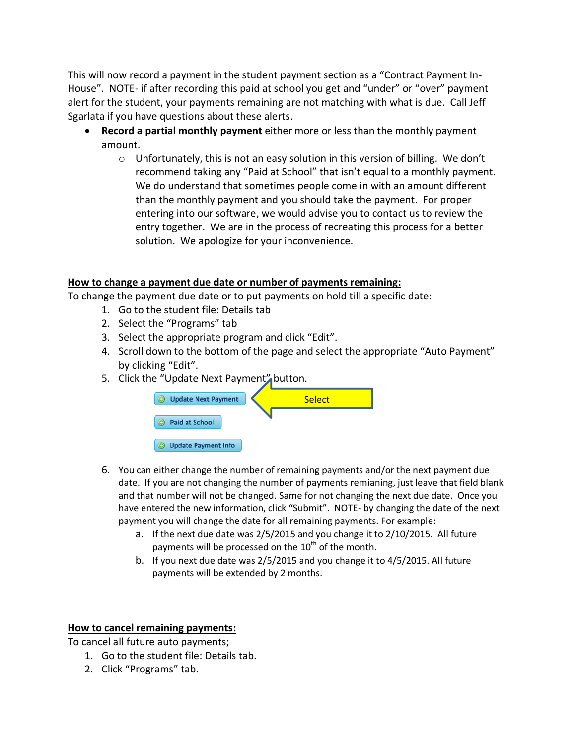This will now record a payment in the student payment section as a "Contract Payment In-House". NOTE- if after recording this paid at school you get and "under" or "over" payment alert for the student, your payments remaining are not matching with what is due. Call Jeff Sgarlata if you have questions about these alerts.

- **Record a partial monthly payment** either more or less than the monthly payment amount.
    - Unfortunately, this is not an easy solution in this version of billing. We don't recommend taking any "Paid at School" that isn't equal to a monthly payment. We do understand that sometimes people come in with an amount different than the monthly payment and you should take the payment. For proper entering into our software, we would advise you to contact us to review the entry together. We are in the process of recreating this process for a better solution. We apologize for your inconvenience.

**How to change a payment due date or number of payments remaining:**

To change the payment due date or to put payments on hold till a specific date:

1. Go to the student file: Details tab
2. Select the "Programs" tab
3. Select the appropriate program and click "Edit".
4. Scroll down to the bottom of the page and select the appropriate "Auto Payment" by clicking "Edit".
5. Click the "Update Next Payment" button.

   Update Next Payment ← Select

   Paid at School

   Update Payment Info

6. You can either change the number of remaining payments and/or the next payment due date. If you are not changing the number of payments remianing, just leave that field blank and that number will not be changed. Same for not changing the next due date. Once you have entered the new information, click "Submit". NOTE- by changing the date of the next payment you will change the date for all remaining payments. For example:
    a. If the next due date was 2/5/2015 and you change it to 2/10/2015. All future payments will be processed on the 10th of the month.
    b. If you next due date was 2/5/2015 and you change it to 4/5/2015. All future payments will be extended by 2 months.

**How to cancel remaining payments:**

To cancel all future auto payments;

1. Go to the student file: Details tab.
2. Click "Programs" tab.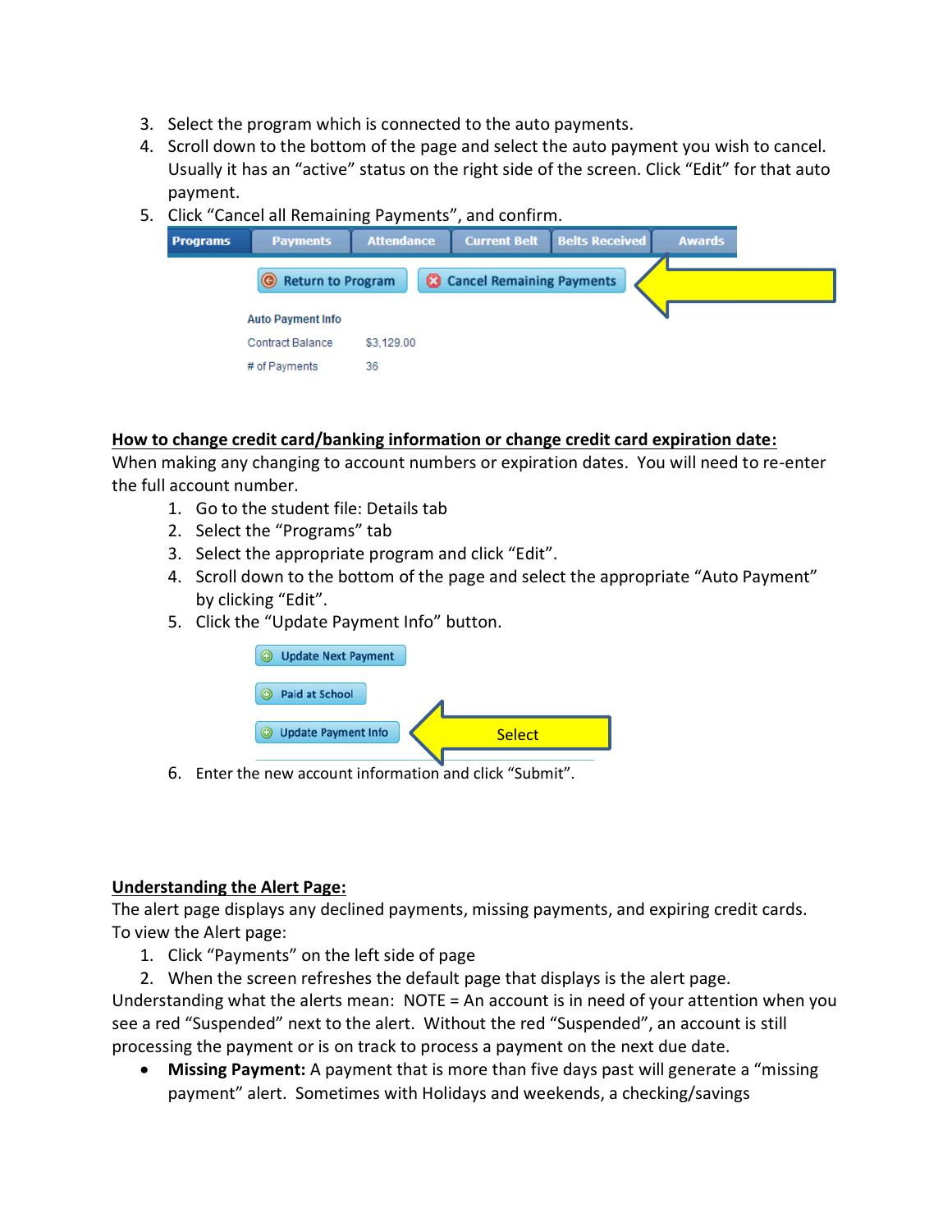3. Select the program which is connected to the auto payments.
4. Scroll down to the bottom of the page and select the auto payment you wish to cancel. Usually it has an "active" status on the right side of the screen. Click "Edit" for that auto payment.
5. Click "Cancel all Remaining Payments", and confirm.

**How to change credit card/banking information or change credit card expiration date:**

When making any changing to account numbers or expiration dates. You will need to re-enter the full account number.

1. Go to the student file: Details tab
2. Select the "Programs" tab
3. Select the appropriate program and click "Edit".
4. Scroll down to the bottom of the page and select the appropriate "Auto Payment" by clicking "Edit".
5. Click the "Update Payment Info" button.
6. Enter the new account information and click "Submit".

**Understanding the Alert Page:**

The alert page displays any declined payments, missing payments, and expiring credit cards. To view the Alert page:

1. Click "Payments" on the left side of page
2. When the screen refreshes the default page that displays is the alert page.

Understanding what the alerts mean: NOTE = An account is in need of your attention when you see a red "Suspended" next to the alert. Without the red "Suspended", an account is still processing the payment or is on track to process a payment on the next due date.

- **Missing Payment:** A payment that is more than five days past will generate a "missing payment" alert. Sometimes with Holidays and weekends, a checking/savings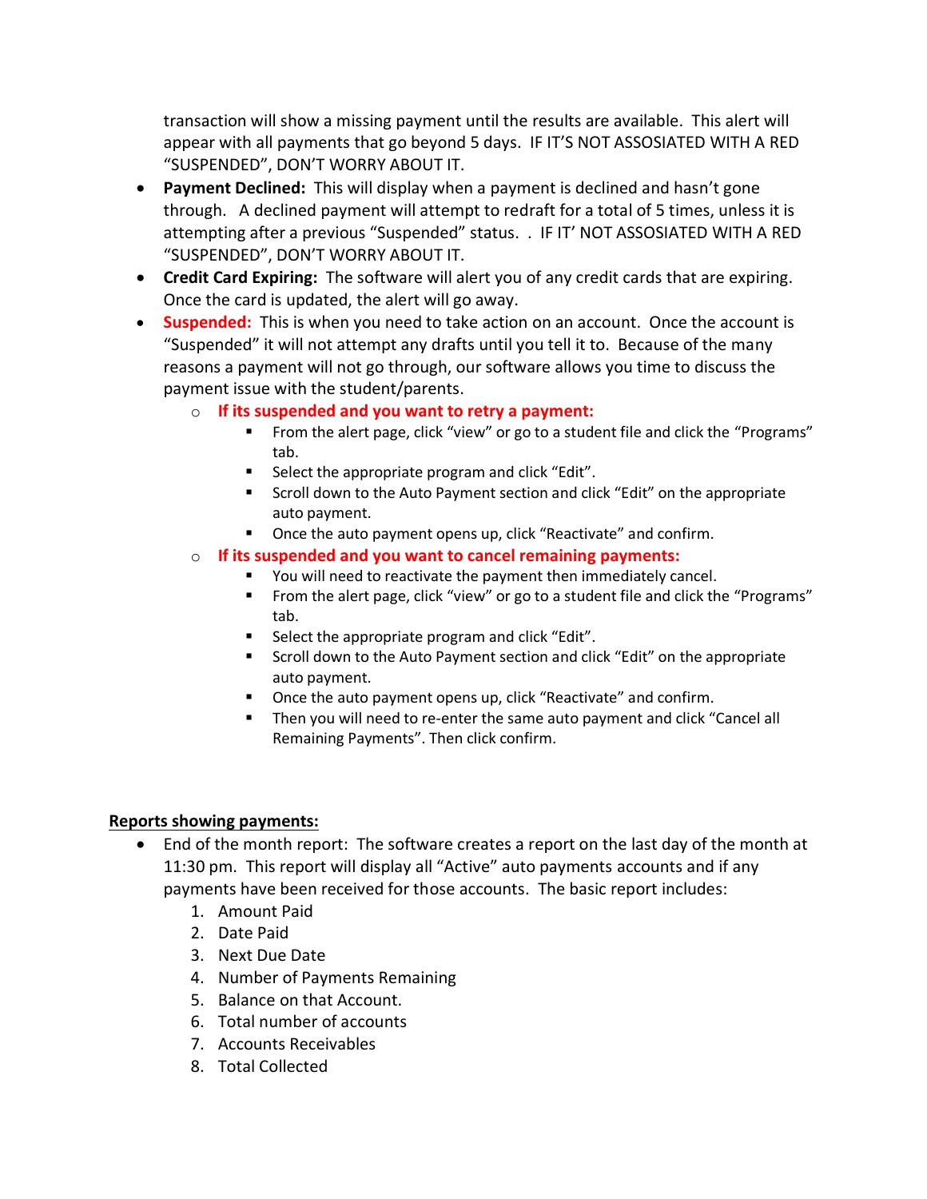transaction will show a missing payment until the results are available. This alert will appear with all payments that go beyond 5 days. IF IT'S NOT ASSOSIATED WITH A RED "SUSPENDED", DON'T WORRY ABOUT IT.

- **Payment Declined:** This will display when a payment is declined and hasn't gone through. A declined payment will attempt to redraft for a total of 5 times, unless it is attempting after a previous "Suspended" status. . IF IT' NOT ASSOSIATED WITH A RED "SUSPENDED", DON'T WORRY ABOUT IT.
- **Credit Card Expiring:** The software will alert you of any credit cards that are expiring. Once the card is updated, the alert will go away.
- **Suspended:** This is when you need to take action on an account. Once the account is "Suspended" it will not attempt any drafts until you tell it to. Because of the many reasons a payment will not go through, our software allows you time to discuss the payment issue with the student/parents.
    - **If its suspended and you want to retry a payment:**
        - From the alert page, click "view" or go to a student file and click the "Programs" tab.
        - Select the appropriate program and click "Edit".
        - Scroll down to the Auto Payment section and click "Edit" on the appropriate auto payment.
        - Once the auto payment opens up, click "Reactivate" and confirm.
    - **If its suspended and you want to cancel remaining payments:**
        - You will need to reactivate the payment then immediately cancel.
        - From the alert page, click "view" or go to a student file and click the "Programs" tab.
        - Select the appropriate program and click "Edit".
        - Scroll down to the Auto Payment section and click "Edit" on the appropriate auto payment.
        - Once the auto payment opens up, click "Reactivate" and confirm.
        - Then you will need to re-enter the same auto payment and click "Cancel all Remaining Payments". Then click confirm.

**Reports showing payments:**

- End of the month report: The software creates a report on the last day of the month at 11:30 pm. This report will display all "Active" auto payments accounts and if any payments have been received for those accounts. The basic report includes:
    1. Amount Paid
    2. Date Paid
    3. Next Due Date
    4. Number of Payments Remaining
    5. Balance on that Account.
    6. Total number of accounts
    7. Accounts Receivables
    8. Total Collected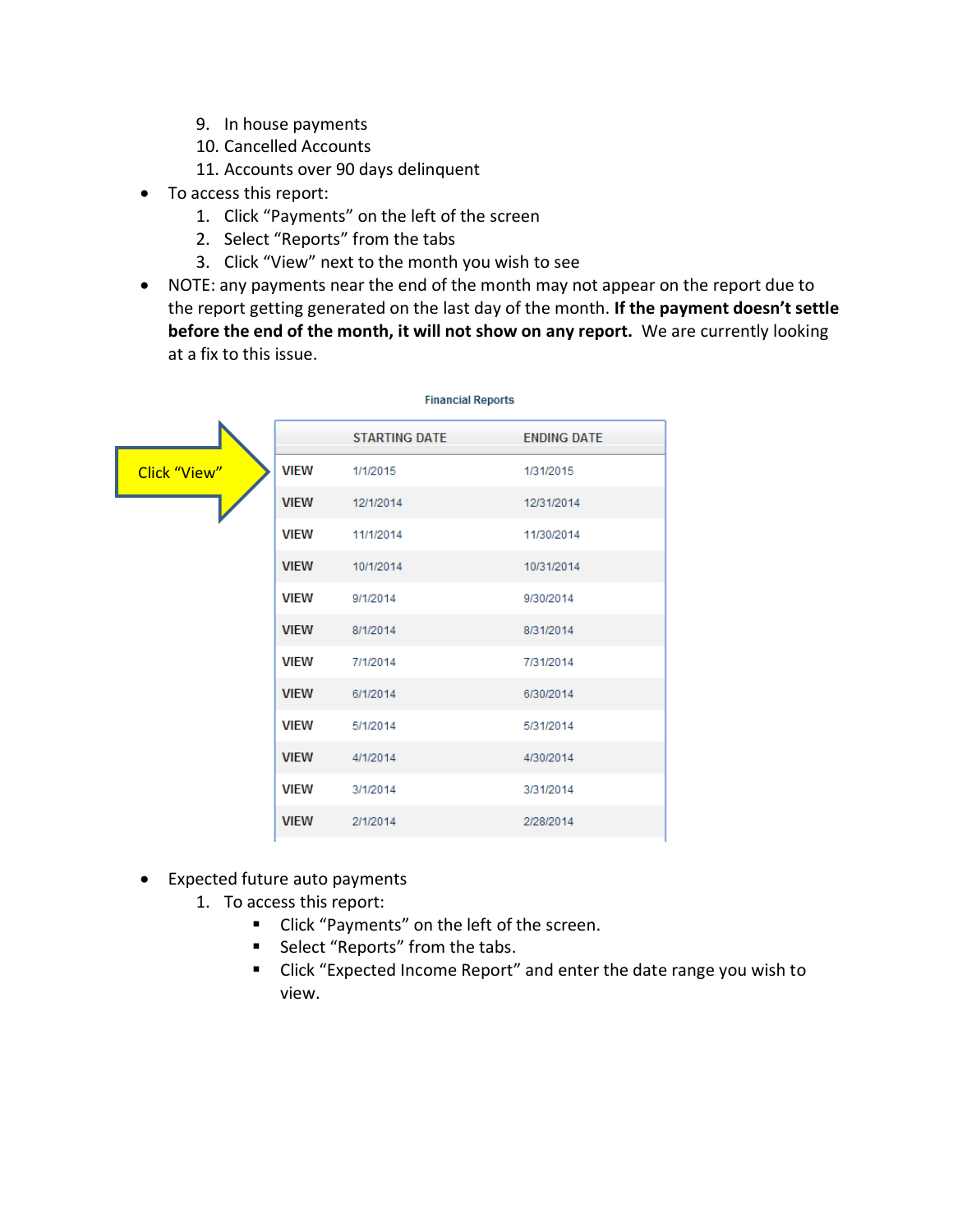9. In house payments
10. Cancelled Accounts
11. Accounts over 90 days delinquent

- To access this report:
    1. Click “Payments” on the left of the screen
    2. Select “Reports” from the tabs
    3. Click “View” next to the month you wish to see
- NOTE: any payments near the end of the month may not appear on the report due to the report getting generated on the last day of the month. **If the payment doesn’t settle before the end of the month, it will not show on any report.** We are currently looking at a fix to this issue.

Click “View”

Financial Reports

| | STARTING DATE | ENDING DATE |
|---|---|---|
| VIEW | 1/1/2015 | 1/31/2015 |
| VIEW | 12/1/2014 | 12/31/2014 |
| VIEW | 11/1/2014 | 11/30/2014 |
| VIEW | 10/1/2014 | 10/31/2014 |
| VIEW | 9/1/2014 | 9/30/2014 |
| VIEW | 8/1/2014 | 8/31/2014 |
| VIEW | 7/1/2014 | 7/31/2014 |
| VIEW | 6/1/2014 | 6/30/2014 |
| VIEW | 5/1/2014 | 5/31/2014 |
| VIEW | 4/1/2014 | 4/30/2014 |
| VIEW | 3/1/2014 | 3/31/2014 |
| VIEW | 2/1/2014 | 2/28/2014 |

- Expected future auto payments
    1. To access this report:
        - Click “Payments” on the left of the screen.
        - Select “Reports” from the tabs.
        - Click “Expected Income Report” and enter the date range you wish to view.